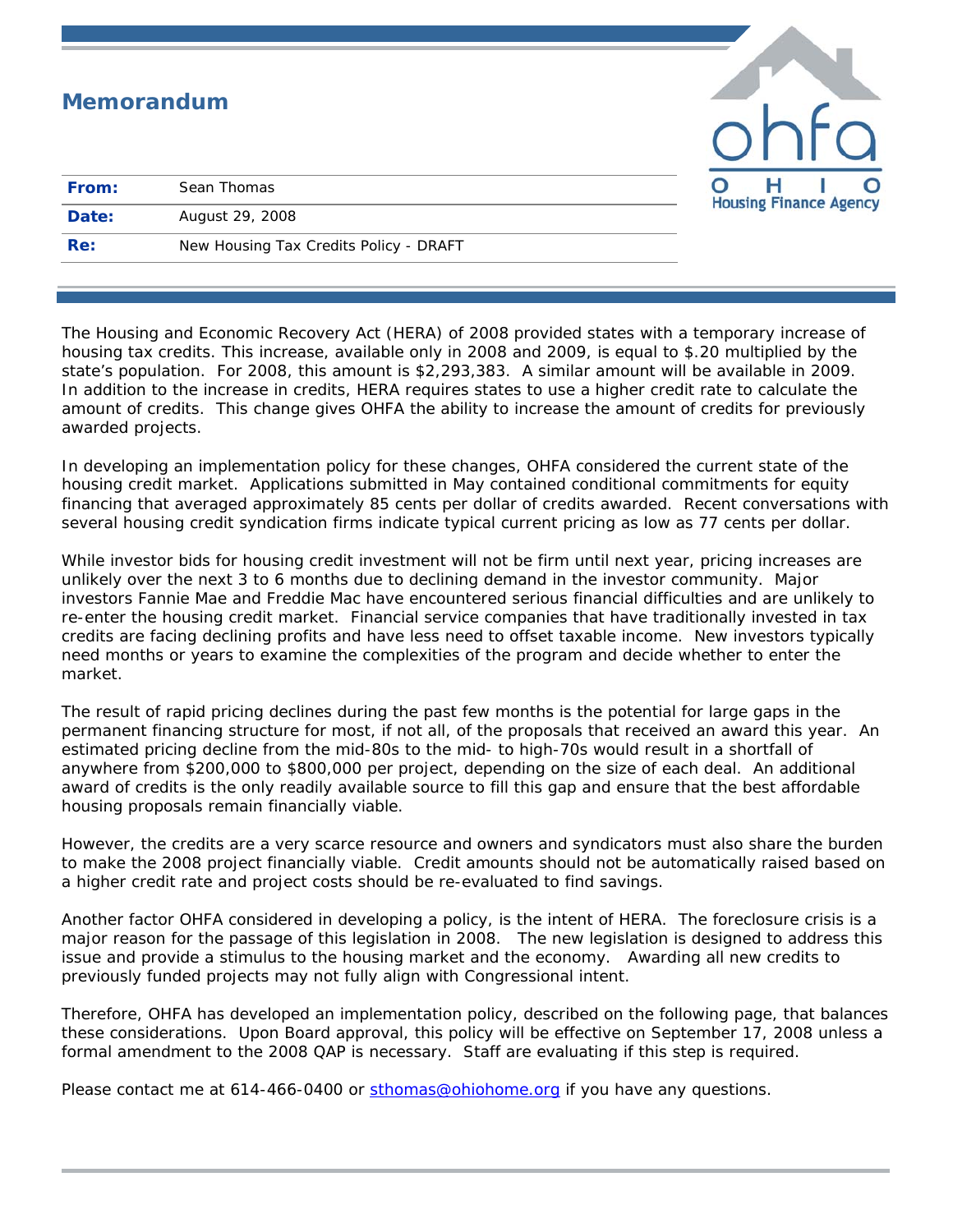# Memorandum

OHIO Housing Finance Agency

| | |
|---|---|
| **From:** | Sean Thomas |
| **Date:** | August 29, 2008 |
| **Re:** | New Housing Tax Credits Policy - DRAFT |

The Housing and Economic Recovery Act (HERA) of 2008 provided states with a temporary increase of housing tax credits. This increase, available only in 2008 and 2009, is equal to $.20 multiplied by the state's population. For 2008, this amount is $2,293,383. A similar amount will be available in 2009. In addition to the increase in credits, HERA requires states to use a higher credit rate to calculate the amount of credits. This change gives OHFA the ability to increase the amount of credits for previously awarded projects.

In developing an implementation policy for these changes, OHFA considered the current state of the housing credit market. Applications submitted in May contained conditional commitments for equity financing that averaged approximately 85 cents per dollar of credits awarded. Recent conversations with several housing credit syndication firms indicate typical current pricing as low as 77 cents per dollar.

While investor bids for housing credit investment will not be firm until next year, pricing increases are unlikely over the next 3 to 6 months due to declining demand in the investor community. Major investors Fannie Mae and Freddie Mac have encountered serious financial difficulties and are unlikely to re-enter the housing credit market. Financial service companies that have traditionally invested in tax credits are facing declining profits and have less need to offset taxable income. New investors typically need months or years to examine the complexities of the program and decide whether to enter the market.

The result of rapid pricing declines during the past few months is the potential for large gaps in the permanent financing structure for most, if not all, of the proposals that received an award this year. An estimated pricing decline from the mid-80s to the mid- to high-70s would result in a shortfall of anywhere from $200,000 to $800,000 per project, depending on the size of each deal. An additional award of credits is the only readily available source to fill this gap and ensure that the best affordable housing proposals remain financially viable.

However, the credits are a very scarce resource and owners and syndicators must also share the burden to make the 2008 project financially viable. Credit amounts should not be automatically raised based on a higher credit rate and project costs should be re-evaluated to find savings.

Another factor OHFA considered in developing a policy, is the intent of HERA. The foreclosure crisis is a major reason for the passage of this legislation in 2008. The new legislation is designed to address this issue and provide a stimulus to the housing market and the economy. Awarding all new credits to previously funded projects may not fully align with Congressional intent.

Therefore, OHFA has developed an implementation policy, described on the following page, that balances these considerations. Upon Board approval, this policy will be effective on September 17, 2008 unless a formal amendment to the 2008 QAP is necessary. Staff are evaluating if this step is required.

Please contact me at 614-466-0400 or sthomas@ohiohome.org if you have any questions.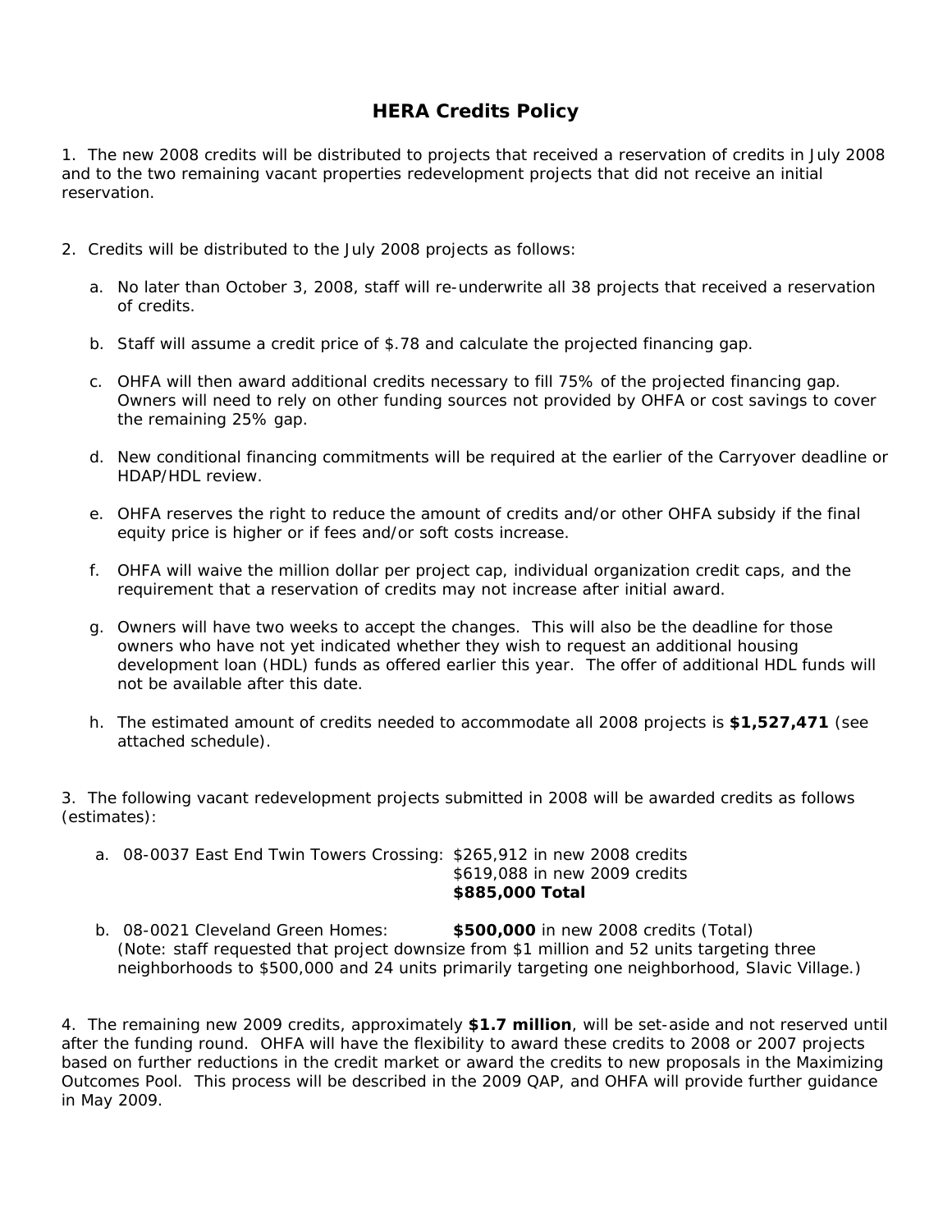# HERA Credits Policy

1. The new 2008 credits will be distributed to projects that received a reservation of credits in July 2008 and to the two remaining vacant properties redevelopment projects that did not receive an initial reservation.

2. Credits will be distributed to the July 2008 projects as follows:

   a. No later than October 3, 2008, staff will re-underwrite all 38 projects that received a reservation of credits.

   b. Staff will assume a credit price of $.78 and calculate the projected financing gap.

   c. OHFA will then award additional credits necessary to fill 75% of the projected financing gap. Owners will need to rely on other funding sources not provided by OHFA or cost savings to cover the remaining 25% gap.

   d. New conditional financing commitments will be required at the earlier of the Carryover deadline or HDAP/HDL review.

   e. OHFA reserves the right to reduce the amount of credits and/or other OHFA subsidy if the final equity price is higher or if fees and/or soft costs increase.

   f. OHFA will waive the million dollar per project cap, individual organization credit caps, and the requirement that a reservation of credits may not increase after initial award.

   g. Owners will have two weeks to accept the changes. This will also be the deadline for those owners who have not yet indicated whether they wish to request an additional housing development loan (HDL) funds as offered earlier this year. The offer of additional HDL funds will not be available after this date.

   h. The estimated amount of credits needed to accommodate all 2008 projects is **$1,527,471** (see attached schedule).

3. The following vacant redevelopment projects submitted in 2008 will be awarded credits as follows (estimates):

   a. 08-0037 East End Twin Towers Crossing: $265,912 in new 2008 credits
      $619,088 in new 2009 credits
      **$885,000 Total**

   b. 08-0021 Cleveland Green Homes: **$500,000** in new 2008 credits (Total)
      (Note: staff requested that project downsize from $1 million and 52 units targeting three neighborhoods to $500,000 and 24 units primarily targeting one neighborhood, Slavic Village.)

4. The remaining new 2009 credits, approximately **$1.7 million**, will be set-aside and not reserved until after the funding round. OHFA will have the flexibility to award these credits to 2008 or 2007 projects based on further reductions in the credit market or award the credits to new proposals in the Maximizing Outcomes Pool. This process will be described in the 2009 QAP, and OHFA will provide further guidance in May 2009.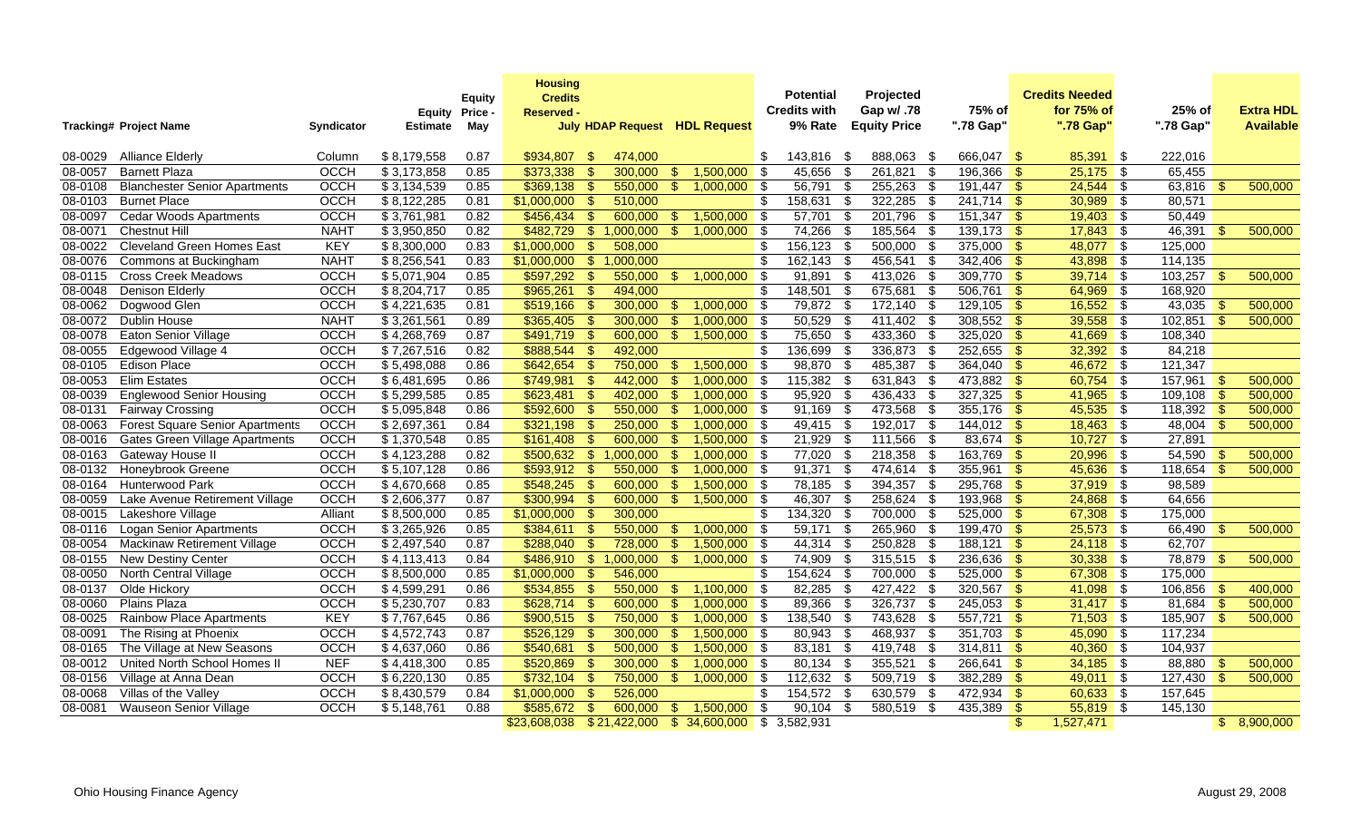| Tracking# | Project Name | Syndicator | Equity Estimate | Equity Price - May | Housing Credits Reserved - July | HDAP Request | HDL Request | Potential Credits with 9% Rate | Projected Gap w/ .78 Equity Price | 75% of ".78 Gap" | Credits Needed for 75% of ".78 Gap" | 25% of ".78 Gap" | Extra HDL Available |
|---|---|---|---|---|---|---|---|---|---|---|---|---|---|
| 08-0029 | Alliance Elderly | Column | $ 8,179,558 | 0.87 | $934,807 | $ 474,000 | | $ 143,816 | $ 888,063 | $ 666,047 | $ 85,391 | $ 222,016 | |
| 08-0057 | Barnett Plaza | OCCH | $ 3,173,858 | 0.85 | $373,338 | $ 300,000 | $ 1,500,000 | $ 45,656 | $ 261,821 | $ 196,366 | $ 25,175 | $ 65,455 | |
| 08-0108 | Blanchester Senior Apartments | OCCH | $ 3,134,539 | 0.85 | $369,138 | $ 550,000 | $ 1,000,000 | $ 56,791 | $ 255,263 | $ 191,447 | $ 24,544 | $ 63,816 | $ 500,000 |
| 08-0103 | Burnet Place | OCCH | $ 8,122,285 | 0.81 | $1,000,000 | $ 510,000 | | $ 158,631 | $ 322,285 | $ 241,714 | $ 30,989 | $ 80,571 | |
| 08-0097 | Cedar Woods Apartments | OCCH | $ 3,761,981 | 0.82 | $456,434 | $ 600,000 | $ 1,500,000 | $ 57,701 | $ 201,796 | $ 151,347 | $ 19,403 | $ 50,449 | |
| 08-0071 | Chestnut Hill | NAHT | $ 3,950,850 | 0.82 | $482,729 | $ 1,000,000 | $ 1,000,000 | $ 74,266 | $ 185,564 | $ 139,173 | $ 17,843 | $ 46,391 | $ 500,000 |
| 08-0022 | Cleveland Green Homes East | KEY | $ 8,300,000 | 0.83 | $1,000,000 | $ 508,000 | | $ 156,123 | $ 500,000 | $ 375,000 | $ 48,077 | $ 125,000 | |
| 08-0076 | Commons at Buckingham | NAHT | $ 8,256,541 | 0.83 | $1,000,000 | $ 1,000,000 | | $ 162,143 | $ 456,541 | $ 342,406 | $ 43,898 | $ 114,135 | |
| 08-0115 | Cross Creek Meadows | OCCH | $ 5,071,904 | 0.85 | $597,292 | $ 550,000 | $ 1,000,000 | $ 91,891 | $ 413,026 | $ 309,770 | $ 39,714 | $ 103,257 | $ 500,000 |
| 08-0048 | Denison Elderly | OCCH | $ 8,204,717 | 0.85 | $965,261 | $ 494,000 | | $ 148,501 | $ 675,681 | $ 506,761 | $ 64,969 | $ 168,920 | |
| 08-0062 | Dogwood Glen | OCCH | $ 4,221,635 | 0.81 | $519,166 | $ 300,000 | $ 1,000,000 | $ 79,872 | $ 172,140 | $ 129,105 | $ 16,552 | $ 43,035 | $ 500,000 |
| 08-0072 | Dublin House | NAHT | $ 3,261,561 | 0.89 | $365,405 | $ 300,000 | $ 1,000,000 | $ 50,529 | $ 411,402 | $ 308,552 | $ 39,558 | $ 102,851 | $ 500,000 |
| 08-0078 | Eaton Senior Village | OCCH | $ 4,268,769 | 0.87 | $491,719 | $ 600,000 | $ 1,500,000 | $ 75,650 | $ 433,360 | $ 325,020 | $ 41,669 | $ 108,340 | |
| 08-0055 | Edgewood Village 4 | OCCH | $ 7,267,516 | 0.82 | $888,544 | $ 492,000 | | $ 136,699 | $ 336,873 | $ 252,655 | $ 32,392 | $ 84,218 | |
| 08-0105 | Edison Place | OCCH | $ 5,498,088 | 0.86 | $642,654 | $ 750,000 | $ 1,500,000 | $ 98,870 | $ 485,387 | $ 364,040 | $ 46,672 | $ 121,347 | |
| 08-0053 | Elim Estates | OCCH | $ 6,481,695 | 0.86 | $749,981 | $ 442,000 | $ 1,000,000 | $ 115,382 | $ 631,843 | $ 473,882 | $ 60,754 | $ 157,961 | $ 500,000 |
| 08-0039 | Englewood Senior Housing | OCCH | $ 5,299,585 | 0.85 | $623,481 | $ 402,000 | $ 1,000,000 | $ 95,920 | $ 436,433 | $ 327,325 | $ 41,965 | $ 109,108 | $ 500,000 |
| 08-0131 | Fairway Crossing | OCCH | $ 5,095,848 | 0.86 | $592,600 | $ 550,000 | $ 1,000,000 | $ 91,169 | $ 473,568 | $ 355,176 | $ 45,535 | $ 118,392 | $ 500,000 |
| 08-0063 | Forest Square Senior Apartments | OCCH | $ 2,697,361 | 0.84 | $321,198 | $ 250,000 | $ 1,000,000 | $ 49,415 | $ 192,017 | $ 144,012 | $ 18,463 | $ 48,004 | $ 500,000 |
| 08-0016 | Gates Green Village Apartments | OCCH | $ 1,370,548 | 0.85 | $161,408 | $ 600,000 | $ 1,500,000 | $ 21,929 | $ 111,566 | $ 83,674 | $ 10,727 | $ 27,891 | |
| 08-0163 | Gateway House II | OCCH | $ 4,123,288 | 0.82 | $500,632 | $ 1,000,000 | $ 1,000,000 | $ 77,020 | $ 218,358 | $ 163,769 | $ 20,996 | $ 54,590 | $ 500,000 |
| 08-0132 | Honeybrook Greene | OCCH | $ 5,107,128 | 0.86 | $593,912 | $ 550,000 | $ 1,000,000 | $ 91,371 | $ 474,614 | $ 355,961 | $ 45,636 | $ 118,654 | $ 500,000 |
| 08-0164 | Hunterwood Park | OCCH | $ 4,670,668 | 0.85 | $548,245 | $ 600,000 | $ 1,500,000 | $ 78,185 | $ 394,357 | $ 295,768 | $ 37,919 | $ 98,589 | |
| 08-0059 | Lake Avenue Retirement Village | OCCH | $ 2,606,377 | 0.87 | $300,994 | $ 600,000 | $ 1,500,000 | $ 46,307 | $ 258,624 | $ 193,968 | $ 24,868 | $ 64,656 | |
| 08-0015 | Lakeshore Village | Alliant | $ 8,500,000 | 0.85 | $1,000,000 | $ 300,000 | | $ 134,320 | $ 700,000 | $ 525,000 | $ 67,308 | $ 175,000 | |
| 08-0116 | Logan Senior Apartments | OCCH | $ 3,265,926 | 0.85 | $384,611 | $ 550,000 | $ 1,000,000 | $ 59,171 | $ 265,960 | $ 199,470 | $ 25,573 | $ 66,490 | $ 500,000 |
| 08-0054 | Mackinaw Retirement Village | OCCH | $ 2,497,540 | 0.87 | $288,040 | $ 728,000 | $ 1,500,000 | $ 44,314 | $ 250,828 | $ 188,121 | $ 24,118 | $ 62,707 | |
| 08-0155 | New Destiny Center | OCCH | $ 4,113,413 | 0.84 | $486,910 | $ 1,000,000 | $ 1,000,000 | $ 74,909 | $ 315,515 | $ 236,636 | $ 30,338 | $ 78,879 | $ 500,000 |
| 08-0050 | North Central Village | OCCH | $ 8,500,000 | 0.85 | $1,000,000 | $ 546,000 | | $ 154,624 | $ 700,000 | $ 525,000 | $ 67,308 | $ 175,000 | |
| 08-0137 | Olde Hickory | OCCH | $ 4,599,291 | 0.86 | $534,855 | $ 550,000 | $ 1,100,000 | $ 82,285 | $ 427,422 | $ 320,567 | $ 41,098 | $ 106,856 | $ 400,000 |
| 08-0060 | Plains Plaza | OCCH | $ 5,230,707 | 0.83 | $628,714 | $ 600,000 | $ 1,000,000 | $ 89,366 | $ 326,737 | $ 245,053 | $ 31,417 | $ 81,684 | $ 500,000 |
| 08-0025 | Rainbow Place Apartments | KEY | $ 7,767,645 | 0.86 | $900,515 | $ 750,000 | $ 1,000,000 | $ 138,540 | $ 743,628 | $ 557,721 | $ 71,503 | $ 185,907 | $ 500,000 |
| 08-0091 | The Rising at Phoenix | OCCH | $ 4,572,743 | 0.87 | $526,129 | $ 300,000 | $ 1,500,000 | $ 80,943 | $ 468,937 | $ 351,703 | $ 45,090 | $ 117,234 | |
| 08-0165 | The Village at New Seasons | OCCH | $ 4,637,060 | 0.86 | $540,681 | $ 500,000 | $ 1,500,000 | $ 83,181 | $ 419,748 | $ 314,811 | $ 40,360 | $ 104,937 | |
| 08-0012 | United North School Homes II | NEF | $ 4,418,300 | 0.85 | $520,869 | $ 300,000 | $ 1,000,000 | $ 80,134 | $ 355,521 | $ 266,641 | $ 34,185 | $ 88,880 | $ 500,000 |
| 08-0156 | Village at Anna Dean | OCCH | $ 6,220,130 | 0.85 | $732,104 | $ 750,000 | $ 1,000,000 | $ 112,632 | $ 509,719 | $ 382,289 | $ 49,011 | $ 127,430 | $ 500,000 |
| 08-0068 | Villas of the Valley | OCCH | $ 8,430,579 | 0.84 | $1,000,000 | $ 526,000 | | $ 154,572 | $ 630,579 | $ 472,934 | $ 60,633 | $ 157,645 | |
| 08-0081 | Wauseon Senior Village | OCCH | $ 5,148,761 | 0.88 | $585,672 | $ 600,000 | $ 1,500,000 | $ 90,104 | $ 580,519 | $ 435,389 | $ 55,819 | $ 145,130 | |
| | | | | | $23,608,038 | $21,422,000 | $ 34,600,000 | $ 3,582,931 | | | $ 1,527,471 | | $ 8,900,000 |

Ohio Housing Finance Agency

August 29, 2008